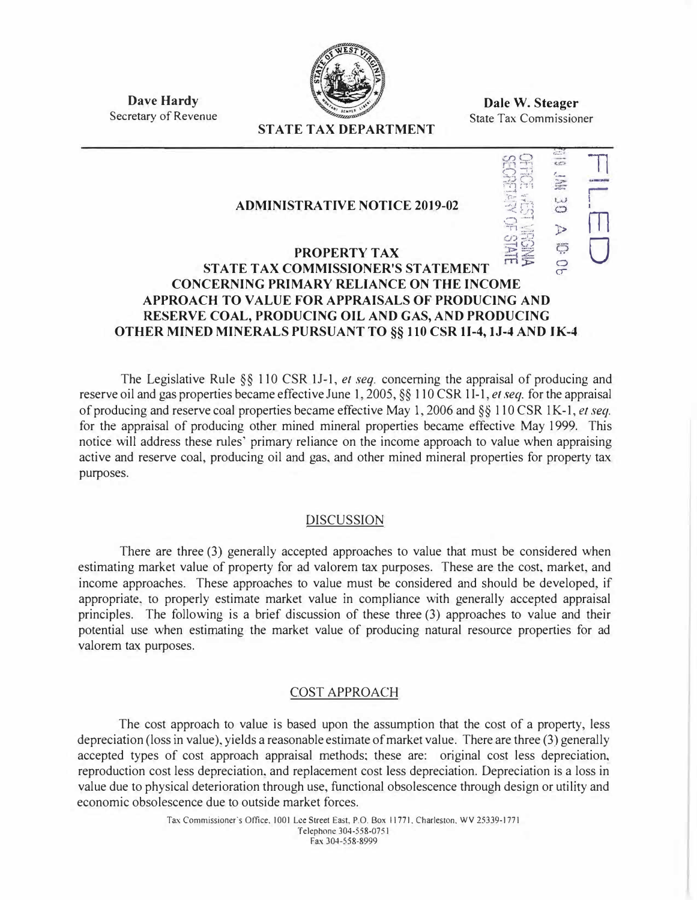**Dave Hardy**
Secretary of Revenue

**STATE TAX DEPARTMENT**

**Dale W. Steager**
State Tax Commissioner

FILED

2019 JAN 30 A 10:06

OFFICE WEST VIRGINIA SECRETARY OF STATE

## ADMINISTRATIVE NOTICE 2019-02

## PROPERTY TAX
## STATE TAX COMMISSIONER'S STATEMENT CONCERNING PRIMARY RELIANCE ON THE INCOME APPROACH TO VALUE FOR APPRAISALS OF PRODUCING AND RESERVE COAL, PRODUCING OIL AND GAS, AND PRODUCING OTHER MINED MINERALS PURSUANT TO §§ 110 CSR 1I-4, 1J-4 AND 1K-4

The Legislative Rule §§ 110 CSR 1J-1, *et seq.* concerning the appraisal of producing and reserve oil and gas properties became effective June 1, 2005, §§ 110 CSR 1I-1, *et seq.* for the appraisal of producing and reserve coal properties became effective May 1, 2006 and §§ 110 CSR 1K-1, *et seq.* for the appraisal of producing other mined mineral properties became effective May 1999. This notice will address these rules' primary reliance on the income approach to value when appraising active and reserve coal, producing oil and gas, and other mined mineral properties for property tax purposes.

### DISCUSSION

There are three (3) generally accepted approaches to value that must be considered when estimating market value of property for ad valorem tax purposes. These are the cost, market, and income approaches. These approaches to value must be considered and should be developed, if appropriate, to properly estimate market value in compliance with generally accepted appraisal principles. The following is a brief discussion of these three (3) approaches to value and their potential use when estimating the market value of producing natural resource properties for ad valorem tax purposes.

### COST APPROACH

The cost approach to value is based upon the assumption that the cost of a property, less depreciation (loss in value), yields a reasonable estimate of market value. There are three (3) generally accepted types of cost approach appraisal methods; these are: original cost less depreciation, reproduction cost less depreciation, and replacement cost less depreciation. Depreciation is a loss in value due to physical deterioration through use, functional obsolescence through design or utility and economic obsolescence due to outside market forces.

Tax Commissioner's Office, 1001 Lee Street East, P.O. Box 11771, Charleston, WV 25339-1771
Telephone 304-558-0751
Fax 304-558-8999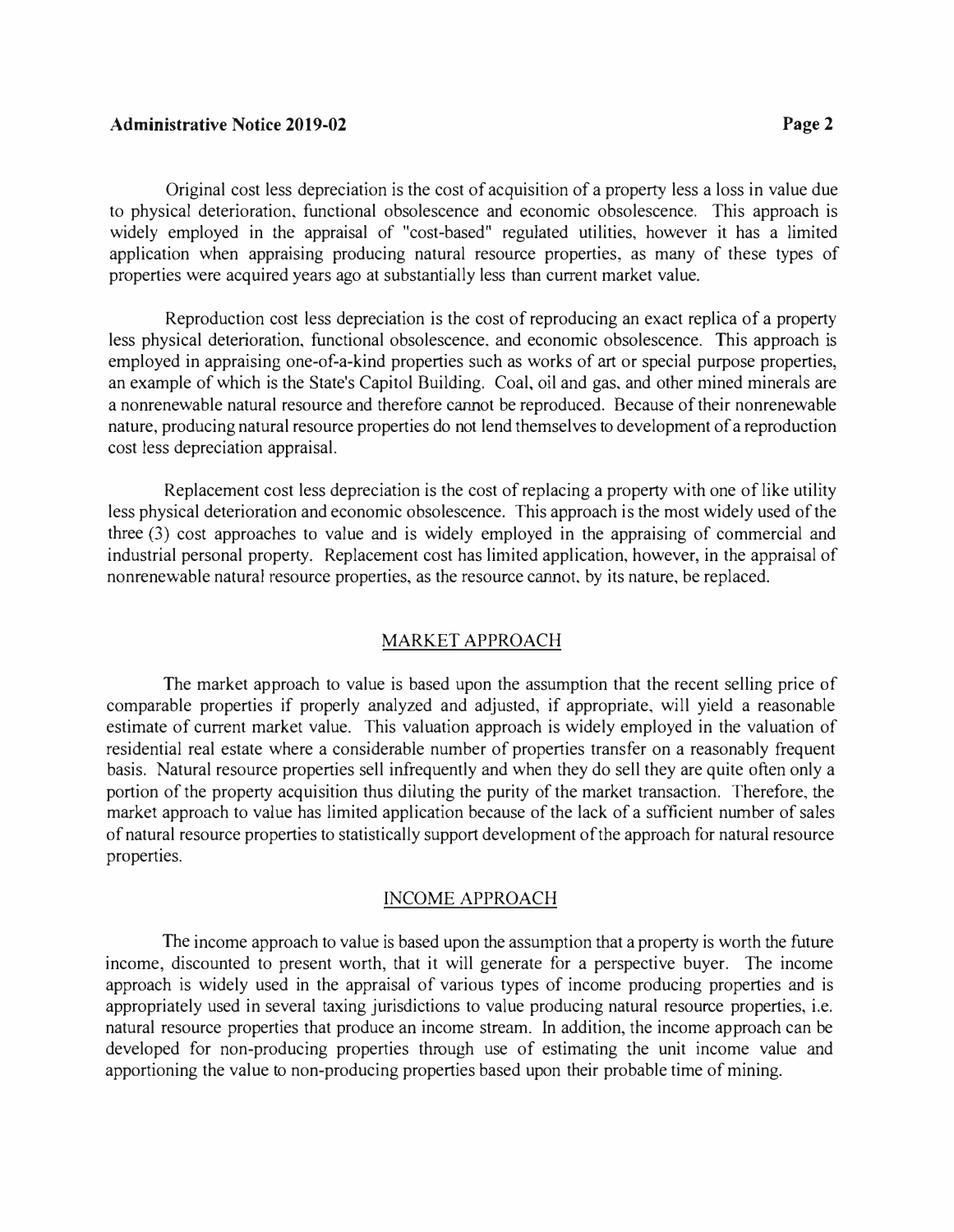Original cost less depreciation is the cost of acquisition of a property less a loss in value due to physical deterioration, functional obsolescence and economic obsolescence. This approach is widely employed in the appraisal of "cost-based" regulated utilities, however it has a limited application when appraising producing natural resource properties, as many of these types of properties were acquired years ago at substantially less than current market value.

Reproduction cost less depreciation is the cost of reproducing an exact replica of a property less physical deterioration, functional obsolescence, and economic obsolescence. This approach is employed in appraising one-of-a-kind properties such as works of art or special purpose properties, an example of which is the State's Capitol Building. Coal, oil and gas, and other mined minerals are a nonrenewable natural resource and therefore cannot be reproduced. Because of their nonrenewable nature, producing natural resource properties do not lend themselves to development of a reproduction cost less depreciation appraisal.

Replacement cost less depreciation is the cost of replacing a property with one of like utility less physical deterioration and economic obsolescence. This approach is the most widely used of the three (3) cost approaches to value and is widely employed in the appraising of commercial and industrial personal property. Replacement cost has limited application, however, in the appraisal of nonrenewable natural resource properties, as the resource cannot, by its nature, be replaced.

## MARKET APPROACH

The market approach to value is based upon the assumption that the recent selling price of comparable properties if properly analyzed and adjusted, if appropriate, will yield a reasonable estimate of current market value. This valuation approach is widely employed in the valuation of residential real estate where a considerable number of properties transfer on a reasonably frequent basis. Natural resource properties sell infrequently and when they do sell they are quite often only a portion of the property acquisition thus diluting the purity of the market transaction. Therefore, the market approach to value has limited application because of the lack of a sufficient number of sales of natural resource properties to statistically support development of the approach for natural resource properties.

## INCOME APPROACH

The income approach to value is based upon the assumption that a property is worth the future income, discounted to present worth, that it will generate for a perspective buyer. The income approach is widely used in the appraisal of various types of income producing properties and is appropriately used in several taxing jurisdictions to value producing natural resource properties, i.e. natural resource properties that produce an income stream. In addition, the income approach can be developed for non-producing properties through use of estimating the unit income value and apportioning the value to non-producing properties based upon their probable time of mining.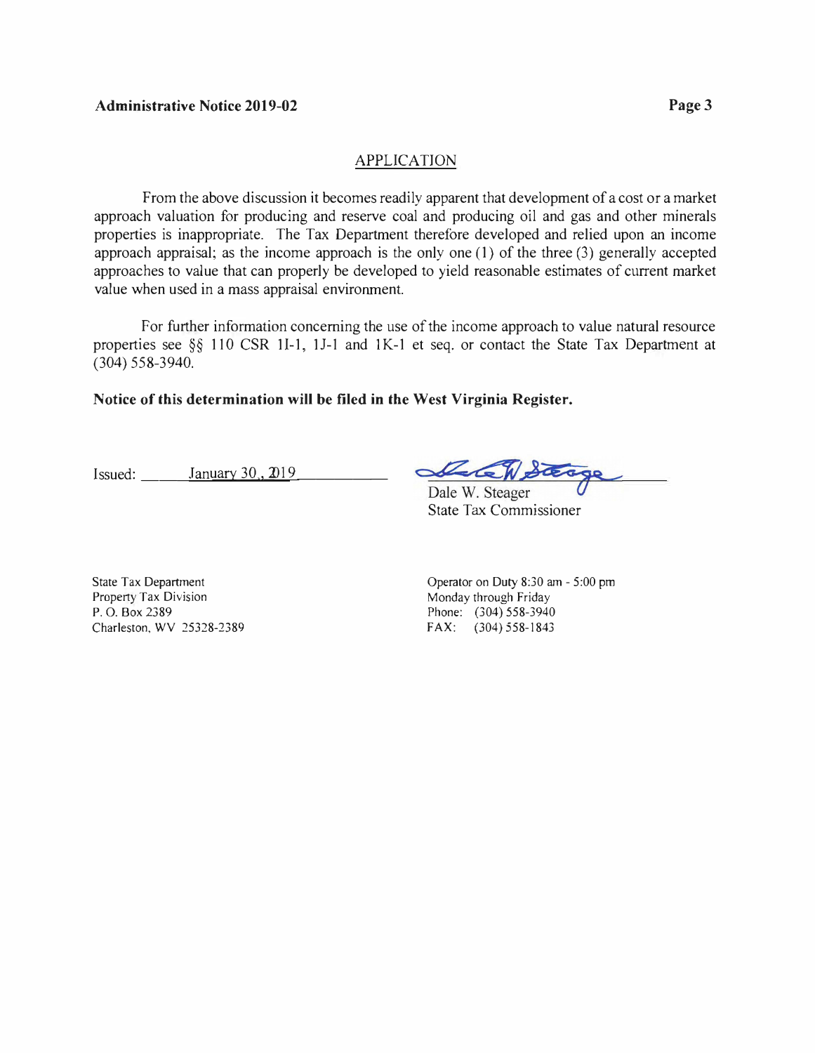## APPLICATION

From the above discussion it becomes readily apparent that development of a cost or a market approach valuation for producing and reserve coal and producing oil and gas and other minerals properties is inappropriate. The Tax Department therefore developed and relied upon an income approach appraisal; as the income approach is the only one (1) of the three (3) generally accepted approaches to value that can properly be developed to yield reasonable estimates of current market value when used in a mass appraisal environment.

For further information concerning the use of the income approach to value natural resource properties see §§ 110 CSR 1I-1, 1J-1 and 1K-1 et seq. or contact the State Tax Department at (304) 558-3940.

**Notice of this determination will be filed in the West Virginia Register.**

Issued: January 30, 2019

Dale W. Steager
State Tax Commissioner

State Tax Department
Property Tax Division
P. O. Box 2389
Charleston, WV 25328-2389

Operator on Duty 8:30 am - 5:00 pm
Monday through Friday
Phone: (304) 558-3940
FAX: (304) 558-1843